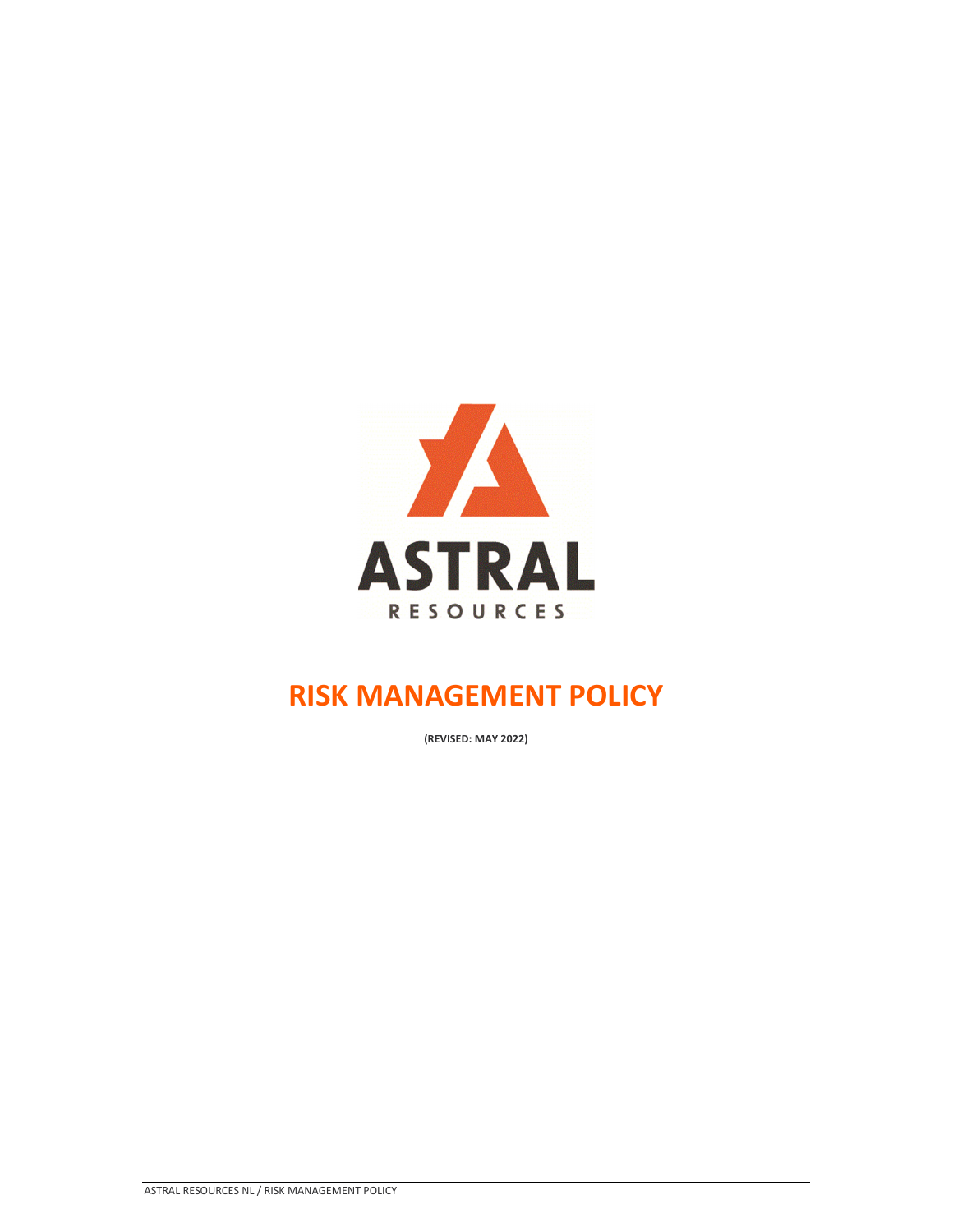# RISK MANAGEMENT POLICY

**(REVISED: MAY 2022)**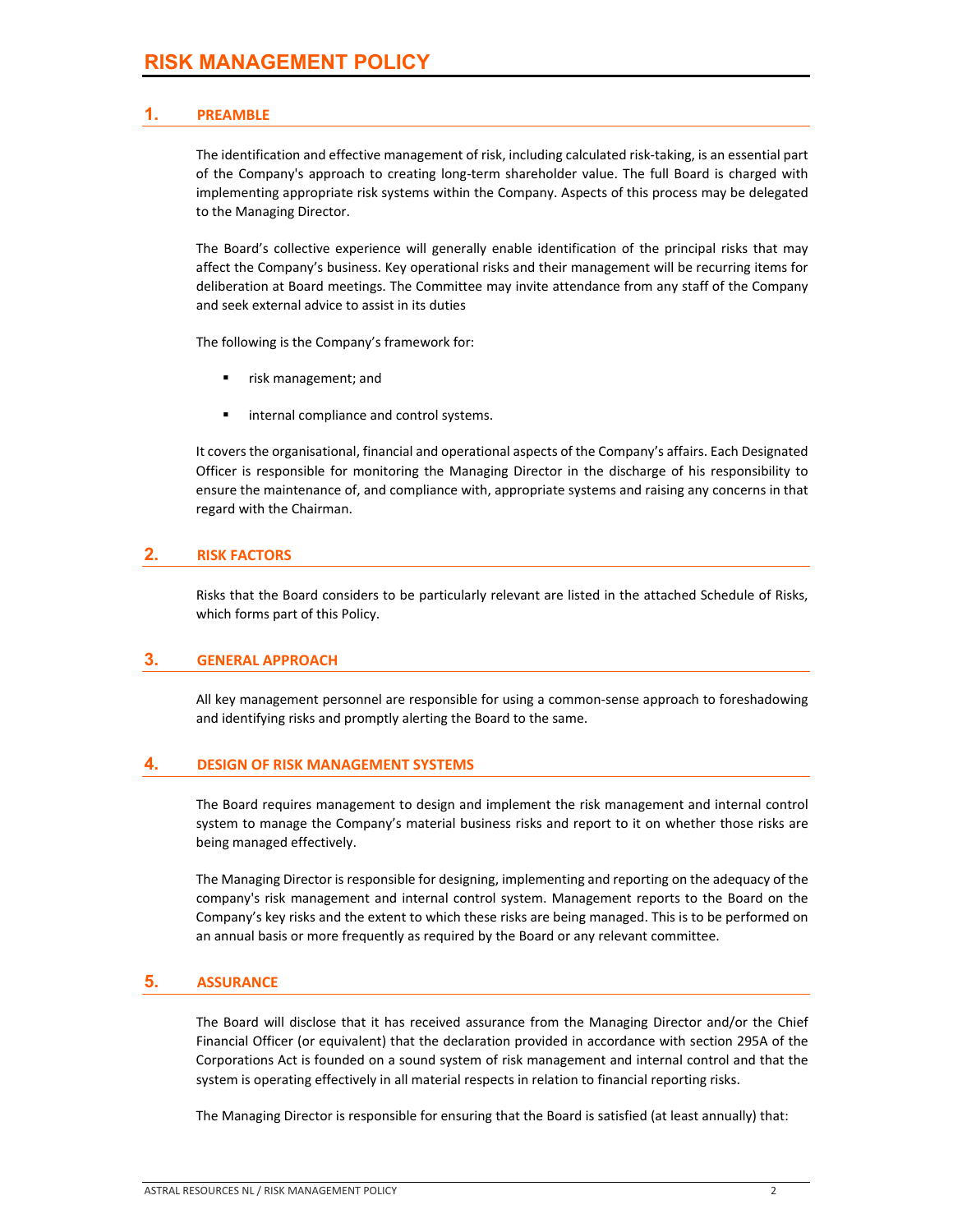# RISK MANAGEMENT POLICY

## 1. PREAMBLE

The identification and effective management of risk, including calculated risk-taking, is an essential part of the Company's approach to creating long-term shareholder value. The full Board is charged with implementing appropriate risk systems within the Company. Aspects of this process may be delegated to the Managing Director.

The Board's collective experience will generally enable identification of the principal risks that may affect the Company's business. Key operational risks and their management will be recurring items for deliberation at Board meetings. The Committee may invite attendance from any staff of the Company and seek external advice to assist in its duties

The following is the Company's framework for:

- risk management; and
- internal compliance and control systems.

It covers the organisational, financial and operational aspects of the Company's affairs. Each Designated Officer is responsible for monitoring the Managing Director in the discharge of his responsibility to ensure the maintenance of, and compliance with, appropriate systems and raising any concerns in that regard with the Chairman.

## 2. RISK FACTORS

Risks that the Board considers to be particularly relevant are listed in the attached Schedule of Risks, which forms part of this Policy.

## 3. GENERAL APPROACH

All key management personnel are responsible for using a common-sense approach to foreshadowing and identifying risks and promptly alerting the Board to the same.

## 4. DESIGN OF RISK MANAGEMENT SYSTEMS

The Board requires management to design and implement the risk management and internal control system to manage the Company's material business risks and report to it on whether those risks are being managed effectively.

The Managing Director is responsible for designing, implementing and reporting on the adequacy of the company's risk management and internal control system. Management reports to the Board on the Company's key risks and the extent to which these risks are being managed. This is to be performed on an annual basis or more frequently as required by the Board or any relevant committee.

## 5. ASSURANCE

The Board will disclose that it has received assurance from the Managing Director and/or the Chief Financial Officer (or equivalent) that the declaration provided in accordance with section 295A of the Corporations Act is founded on a sound system of risk management and internal control and that the system is operating effectively in all material respects in relation to financial reporting risks.

The Managing Director is responsible for ensuring that the Board is satisfied (at least annually) that: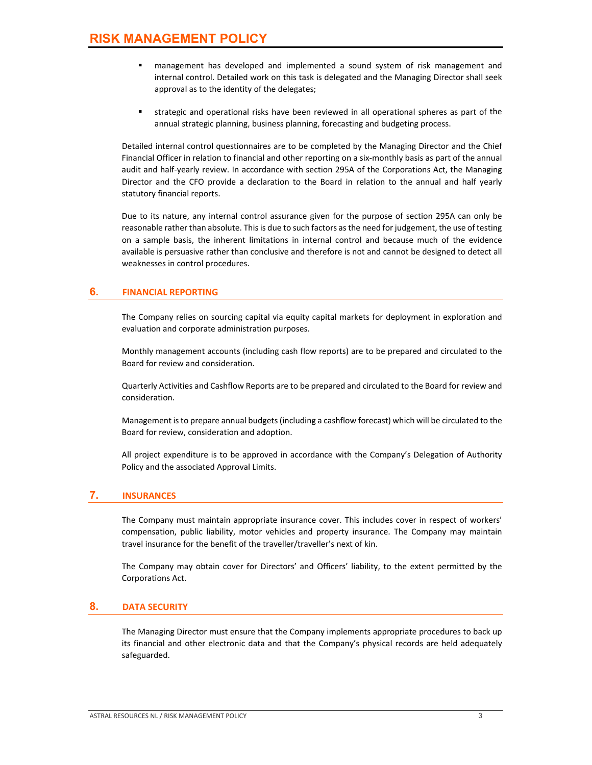- management has developed and implemented a sound system of risk management and internal control. Detailed work on this task is delegated and the Managing Director shall seek approval as to the identity of the delegates;

- strategic and operational risks have been reviewed in all operational spheres as part of the annual strategic planning, business planning, forecasting and budgeting process.

Detailed internal control questionnaires are to be completed by the Managing Director and the Chief Financial Officer in relation to financial and other reporting on a six-monthly basis as part of the annual audit and half-yearly review. In accordance with section 295A of the Corporations Act, the Managing Director and the CFO provide a declaration to the Board in relation to the annual and half yearly statutory financial reports.

Due to its nature, any internal control assurance given for the purpose of section 295A can only be reasonable rather than absolute. This is due to such factors as the need for judgement, the use of testing on a sample basis, the inherent limitations in internal control and because much of the evidence available is persuasive rather than conclusive and therefore is not and cannot be designed to detect all weaknesses in control procedures.

## 6. FINANCIAL REPORTING

The Company relies on sourcing capital via equity capital markets for deployment in exploration and evaluation and corporate administration purposes.

Monthly management accounts (including cash flow reports) are to be prepared and circulated to the Board for review and consideration.

Quarterly Activities and Cashflow Reports are to be prepared and circulated to the Board for review and consideration.

Management is to prepare annual budgets (including a cashflow forecast) which will be circulated to the Board for review, consideration and adoption.

All project expenditure is to be approved in accordance with the Company's Delegation of Authority Policy and the associated Approval Limits.

## 7. INSURANCES

The Company must maintain appropriate insurance cover. This includes cover in respect of workers' compensation, public liability, motor vehicles and property insurance. The Company may maintain travel insurance for the benefit of the traveller/traveller's next of kin.

The Company may obtain cover for Directors' and Officers' liability, to the extent permitted by the Corporations Act.

## 8. DATA SECURITY

The Managing Director must ensure that the Company implements appropriate procedures to back up its financial and other electronic data and that the Company's physical records are held adequately safeguarded.